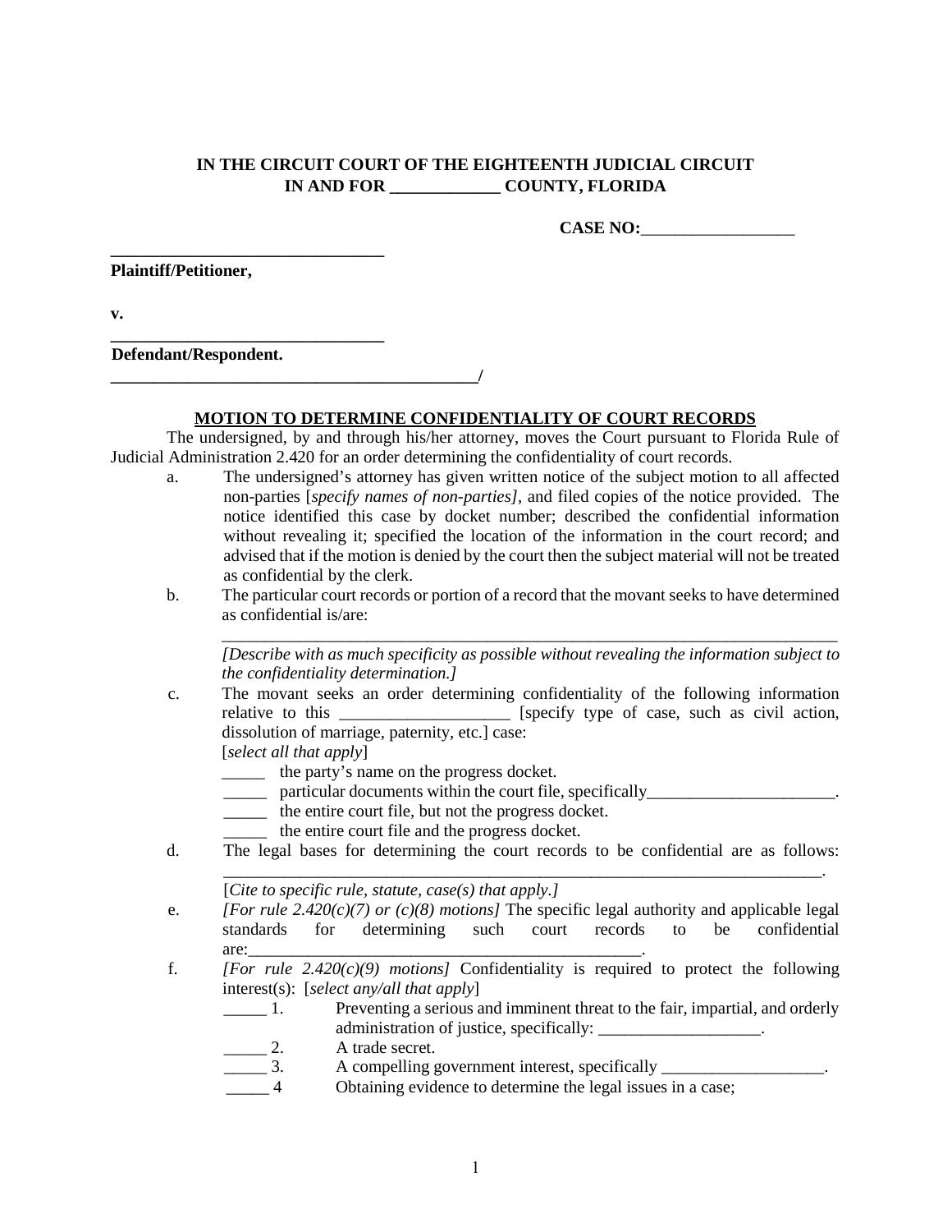**IN THE CIRCUIT COURT OF THE EIGHTEENTH JUDICIAL CIRCUIT**
**IN AND FOR \_\_\_\_\_\_\_\_\_\_\_\_\_ COUNTY, FLORIDA**

**CASE NO:**\_\_\_\_\_\_\_\_\_\_\_\_\_\_\_\_\_\_

\_\_\_\_\_\_\_\_\_\_\_\_\_\_\_\_\_\_\_\_\_\_\_\_\_\_\_\_\_\_\_\_\_
**Plaintiff/Petitioner,**

**v.**

\_\_\_\_\_\_\_\_\_\_\_\_\_\_\_\_\_\_\_\_\_\_\_\_\_\_\_\_\_\_\_\_\_
**Defendant/Respondent.**
\_\_\_\_\_\_\_\_\_\_\_\_\_\_\_\_\_\_\_\_\_\_\_\_\_\_\_\_\_\_\_\_\_\_\_\_\_\_\_\_\_\_\_\_\_/

**MOTION TO DETERMINE CONFIDENTIALITY OF COURT RECORDS**

The undersigned, by and through his/her attorney, moves the Court pursuant to Florida Rule of Judicial Administration 2.420 for an order determining the confidentiality of court records.

a. The undersigned's attorney has given written notice of the subject motion to all affected non-parties [*specify names of non-parties]*, and filed copies of the notice provided. The notice identified this case by docket number; described the confidential information without revealing it; specified the location of the information in the court record; and advised that if the motion is denied by the court then the subject material will not be treated as confidential by the clerk.

b. The particular court records or portion of a record that the movant seeks to have determined as confidential is/are:

\_\_\_\_\_\_\_\_\_\_\_\_\_\_\_\_\_\_\_\_\_\_\_\_\_\_\_\_\_\_\_\_\_\_\_\_\_\_\_\_\_\_\_\_\_\_\_\_\_\_\_\_\_\_\_\_\_\_\_\_\_\_\_\_\_\_\_\_\_\_\_\_\_

*[Describe with as much specificity as possible without revealing the information subject to the confidentiality determination.]*

c. The movant seeks an order determining confidentiality of the following information relative to this \_\_\_\_\_\_\_\_\_\_\_\_\_\_\_\_\_\_\_ [specify type of case, such as civil action, dissolution of marriage, paternity, etc.] case:

[*select all that apply*]

\_\_\_\_\_ the party's name on the progress docket.
\_\_\_\_\_ particular documents within the court file, specifically\_\_\_\_\_\_\_\_\_\_\_\_\_\_\_\_\_\_\_\_\_\_.
\_\_\_\_\_ the entire court file, but not the progress docket.
\_\_\_\_\_ the entire court file and the progress docket.

d. The legal bases for determining the court records to be confidential are as follows: \_\_\_\_\_\_\_\_\_\_\_\_\_\_\_\_\_\_\_\_\_\_\_\_\_\_\_\_\_\_\_\_\_\_\_\_\_\_\_\_\_\_\_\_\_\_\_\_\_\_\_\_\_\_\_\_\_\_\_\_\_\_\_\_\_\_\_\_\_\_\_.

[*Cite to specific rule, statute, case(s) that apply.]*

e. *[For rule 2.420(c)(7) or (c)(8) motions]* The specific legal authority and applicable legal standards for determining such court records to be confidential are:\_\_\_\_\_\_\_\_\_\_\_\_\_\_\_\_\_\_\_\_\_\_\_\_\_\_\_\_\_\_\_\_\_\_\_\_\_\_\_\_\_\_\_\_\_\_\_\_.

f. *[For rule 2.420(c)(9) motions]* Confidentiality is required to protect the following interest(s): [*select any/all that apply*]

\_\_\_\_\_ 1. Preventing a serious and imminent threat to the fair, impartial, and orderly administration of justice, specifically: \_\_\_\_\_\_\_\_\_\_\_\_\_\_\_\_\_\_\_.
\_\_\_\_\_ 2. A trade secret.
\_\_\_\_\_ 3. A compelling government interest, specifically \_\_\_\_\_\_\_\_\_\_\_\_\_\_\_\_\_\_\_.
\_\_\_\_\_ 4 Obtaining evidence to determine the legal issues in a case;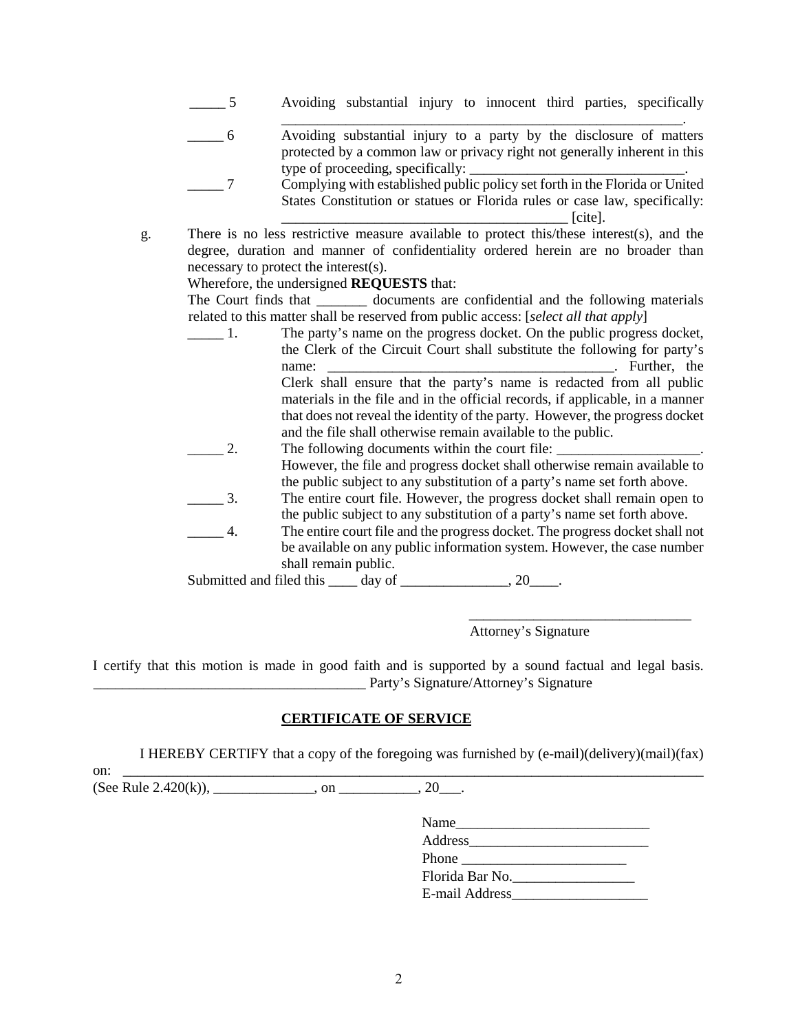_____ 5 Avoiding substantial injury to innocent third parties, specifically _______________________________________________________.

_____ 6 Avoiding substantial injury to a party by the disclosure of matters protected by a common law or privacy right not generally inherent in this type of proceeding, specifically: ______________________________.

_____ 7 Complying with established public policy set forth in the Florida or United States Constitution or statues or Florida rules or case law, specifically: ________________________________________ [cite].

g. There is no less restrictive measure available to protect this/these interest(s), and the degree, duration and manner of confidentiality ordered herein are no broader than necessary to protect the interest(s).

Wherefore, the undersigned **REQUESTS** that:

The Court finds that _______ documents are confidential and the following materials related to this matter shall be reserved from public access: [*select all that apply*]

_____ 1. The party's name on the progress docket. On the public progress docket, the Clerk of the Circuit Court shall substitute the following for party's name: ________________________________________. Further, the Clerk shall ensure that the party's name is redacted from all public materials in the file and in the official records, if applicable, in a manner that does not reveal the identity of the party. However, the progress docket and the file shall otherwise remain available to the public.

_____ 2. The following documents within the court file: ____________________. However, the file and progress docket shall otherwise remain available to the public subject to any substitution of a party's name set forth above.

_____ 3. The entire court file. However, the progress docket shall remain open to the public subject to any substitution of a party's name set forth above.

_____ 4. The entire court file and the progress docket. The progress docket shall not be available on any public information system. However, the case number shall remain public.

Submitted and filed this ____ day of _______________, 20____.

_______________________________
Attorney's Signature

I certify that this motion is made in good faith and is supported by a sound factual and legal basis. ______________________________________ Party's Signature/Attorney's Signature

## CERTIFICATE OF SERVICE

I HEREBY CERTIFY that a copy of the foregoing was furnished by (e-mail)(delivery)(mail)(fax) on: ________________________________________________________________________________ (See Rule 2.420(k)), ______________, on ___________, 20___.

Name___________________________
Address_________________________
Phone _______________________
Florida Bar No._________________
E-mail Address___________________